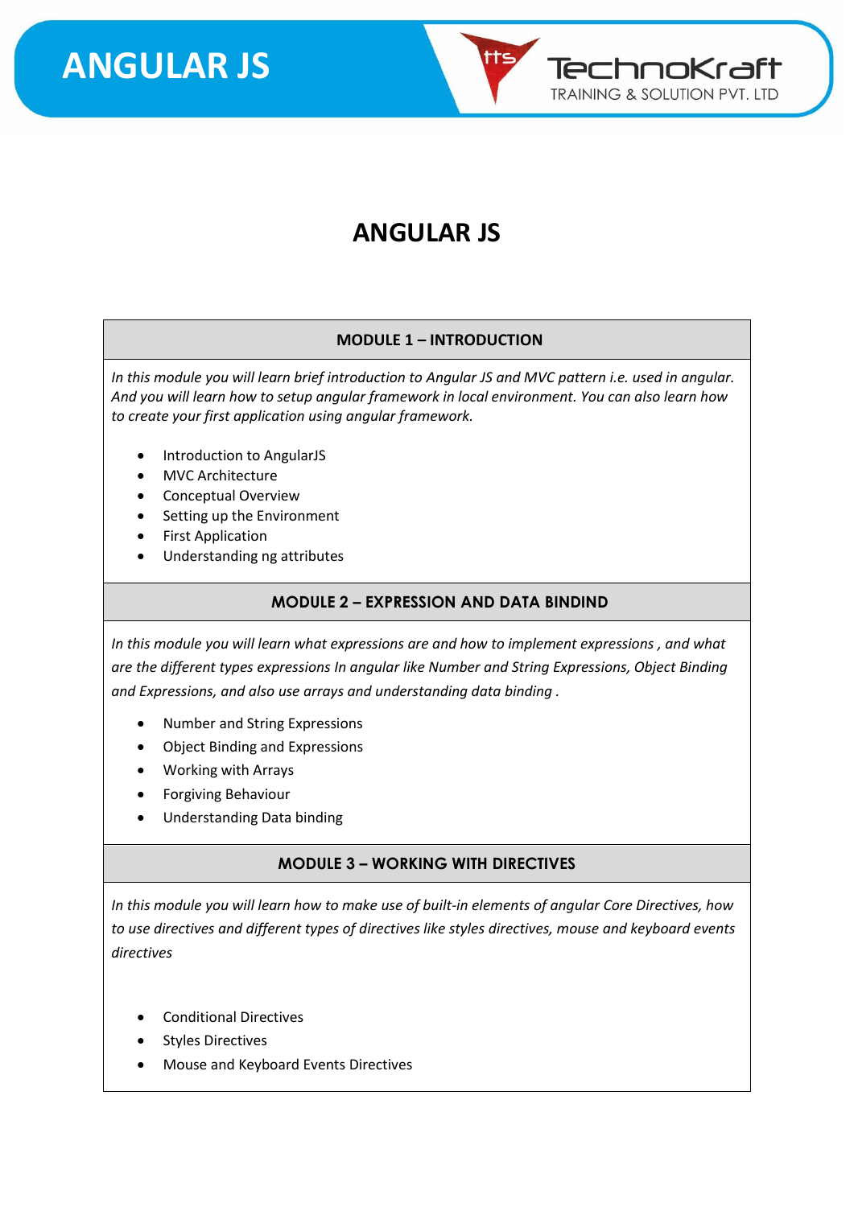# ANGULAR JS

## MODULE 1 – INTRODUCTION

*In this module you will learn brief introduction to Angular JS and MVC pattern i.e. used in angular. And you will learn how to setup angular framework in local environment. You can also learn how to create your first application using angular framework.*

- Introduction to AngularJS
- MVC Architecture
- Conceptual Overview
- Setting up the Environment
- First Application
- Understanding ng attributes

## MODULE 2 – EXPRESSION AND DATA BINDIND

*In this module you will learn what expressions are and how to implement expressions , and what are the different types expressions In angular like Number and String Expressions, Object Binding and Expressions, and also use arrays and understanding data binding .*

- Number and String Expressions
- Object Binding and Expressions
- Working with Arrays
- Forgiving Behaviour
- Understanding Data binding

## MODULE 3 – WORKING WITH DIRECTIVES

*In this module you will learn how to make use of built-in elements of angular Core Directives, how to use directives and different types of directives like styles directives, mouse and keyboard events directives*

- Conditional Directives
- Styles Directives
- Mouse and Keyboard Events Directives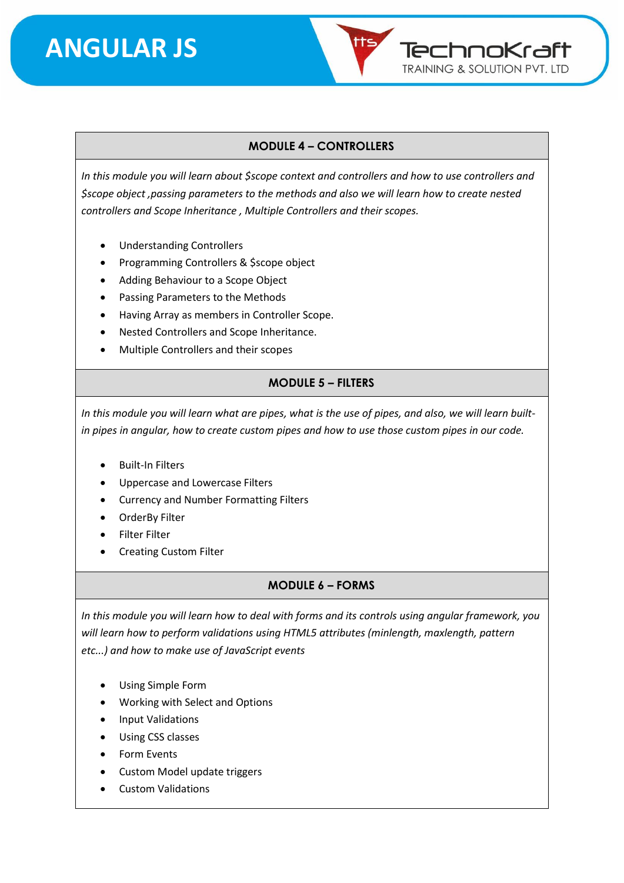## MODULE 4 – CONTROLLERS

*In this module you will learn about $scope context and controllers and how to use controllers and $scope object ,passing parameters to the methods and also we will learn how to create nested controllers and Scope Inheritance , Multiple Controllers and their scopes.*

- Understanding Controllers
- Programming Controllers & $scope object
- Adding Behaviour to a Scope Object
- Passing Parameters to the Methods
- Having Array as members in Controller Scope.
- Nested Controllers and Scope Inheritance.
- Multiple Controllers and their scopes

## MODULE 5 – FILTERS

*In this module you will learn what are pipes, what is the use of pipes, and also, we will learn built-in pipes in angular, how to create custom pipes and how to use those custom pipes in our code.*

- Built-In Filters
- Uppercase and Lowercase Filters
- Currency and Number Formatting Filters
- OrderBy Filter
- Filter Filter
- Creating Custom Filter

## MODULE 6 – FORMS

*In this module you will learn how to deal with forms and its controls using angular framework, you will learn how to perform validations using HTML5 attributes (minlength, maxlength, pattern etc...) and how to make use of JavaScript events*

- Using Simple Form
- Working with Select and Options
- Input Validations
- Using CSS classes
- Form Events
- Custom Model update triggers
- Custom Validations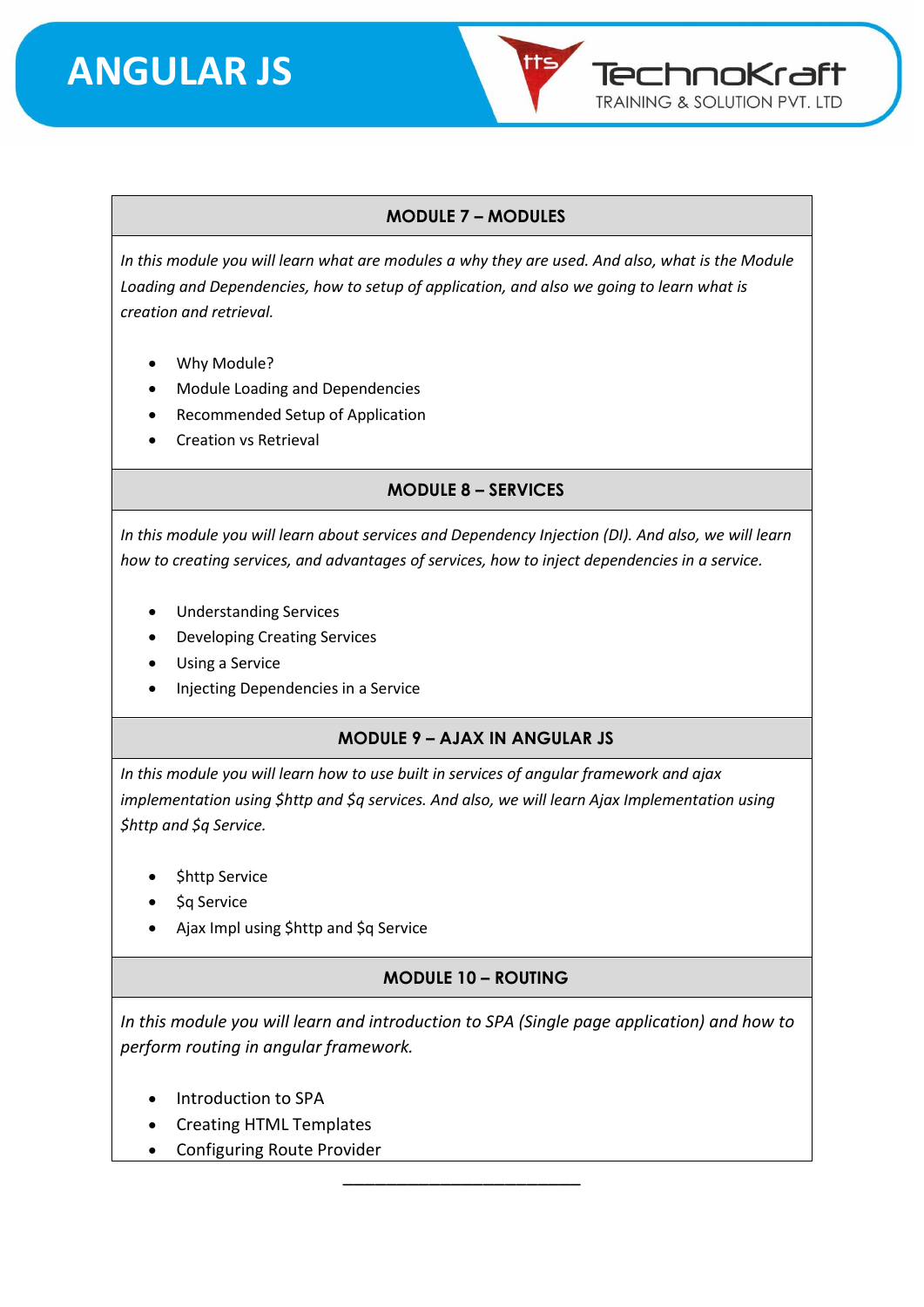## MODULE 7 – MODULES

*In this module you will learn what are modules a why they are used. And also, what is the Module Loading and Dependencies, how to setup of application, and also we going to learn what is creation and retrieval.*

- Why Module?
- Module Loading and Dependencies
- Recommended Setup of Application
- Creation vs Retrieval

## MODULE 8 – SERVICES

*In this module you will learn about services and Dependency Injection (DI). And also, we will learn how to creating services, and advantages of services, how to inject dependencies in a service.*

- Understanding Services
- Developing Creating Services
- Using a Service
- Injecting Dependencies in a Service

## MODULE 9 – AJAX IN ANGULAR JS

*In this module you will learn how to use built in services of angular framework and ajax implementation using $http and $q services. And also, we will learn Ajax Implementation using $http and $q Service.*

- $http Service
- $q Service
- Ajax Impl using $http and $q Service

## MODULE 10 – ROUTING

*In this module you will learn and introduction to SPA (Single page application) and how to perform routing in angular framework.*

- Introduction to SPA
- Creating HTML Templates
- Configuring Route Provider

___________________________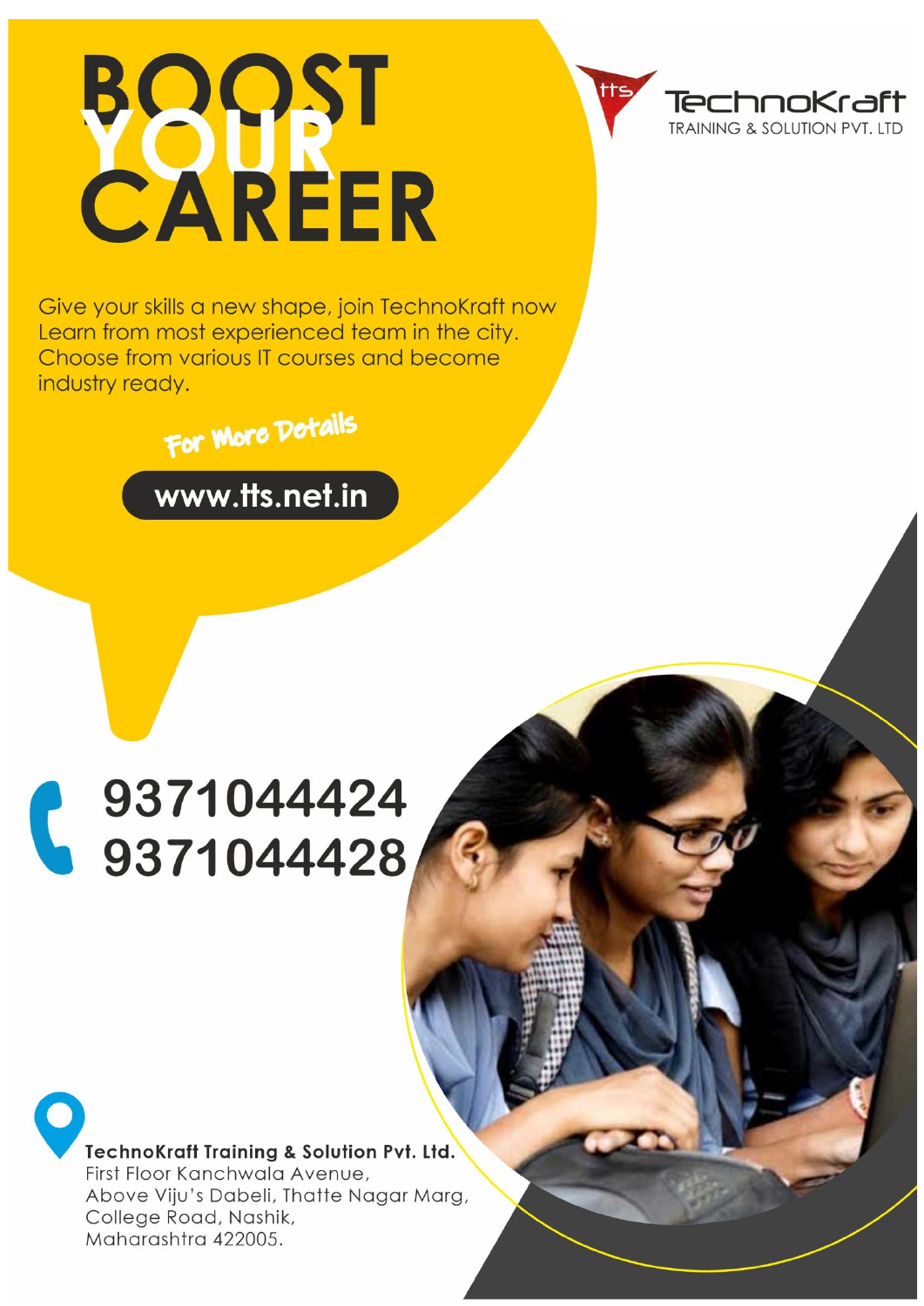# BOOST YOUR CAREER

TechnoKraft
TRAINING & SOLUTION PVT. LTD

Give your skills a new shape, join TechnoKraft now
Learn from most experienced team in the city.
Choose from various IT courses and become industry ready.

For More Details

**www.tts.net.in**

**9371044424**
**9371044428**

**TechnoKraft Training & Solution Pvt. Ltd.**
First Floor Kanchwala Avenue,
Above Viju's Dabeli, Thatte Nagar Marg,
College Road, Nashik,
Maharashtra 422005.